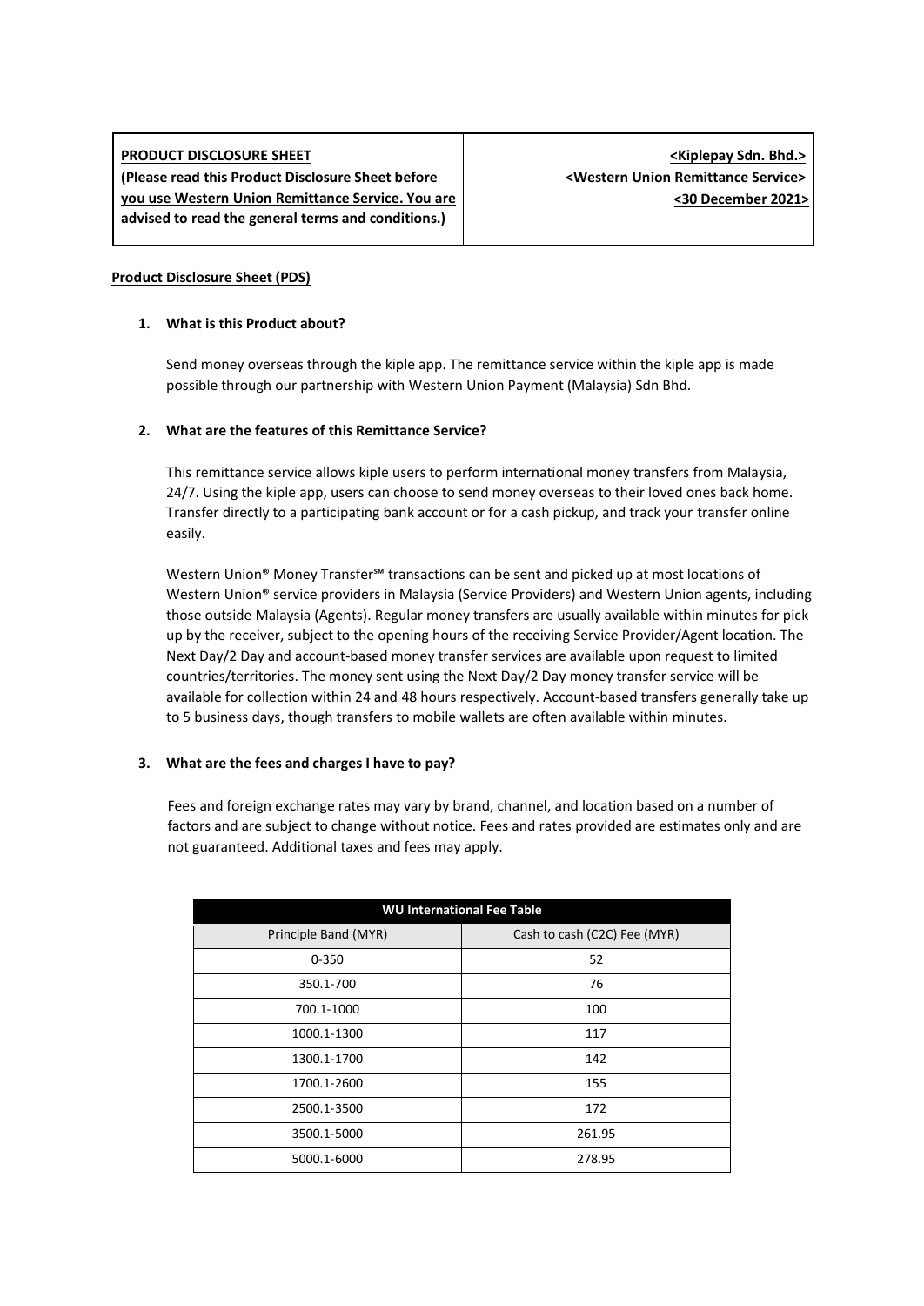| **PRODUCT DISCLOSURE SHEET** **(Please read this Product Disclosure Sheet before you use Western Union Remittance Service. You are advised to read the general terms and conditions.)** | **<Kiplepay Sdn. Bhd.>** **<Western Union Remittance Service>** **<30 December 2021>** |
|---|---|

**Product Disclosure Sheet (PDS)**

**1. What is this Product about?**

Send money overseas through the kiple app. The remittance service within the kiple app is made possible through our partnership with Western Union Payment (Malaysia) Sdn Bhd.

**2. What are the features of this Remittance Service?**

This remittance service allows kiple users to perform international money transfers from Malaysia, 24/7. Using the kiple app, users can choose to send money overseas to their loved ones back home. Transfer directly to a participating bank account or for a cash pickup, and track your transfer online easily.

Western Union® Money Transfer℠ transactions can be sent and picked up at most locations of Western Union® service providers in Malaysia (Service Providers) and Western Union agents, including those outside Malaysia (Agents). Regular money transfers are usually available within minutes for pick up by the receiver, subject to the opening hours of the receiving Service Provider/Agent location. The Next Day/2 Day and account-based money transfer services are available upon request to limited countries/territories. The money sent using the Next Day/2 Day money transfer service will be available for collection within 24 and 48 hours respectively. Account-based transfers generally take up to 5 business days, though transfers to mobile wallets are often available within minutes.

**3. What are the fees and charges I have to pay?**

Fees and foreign exchange rates may vary by brand, channel, and location based on a number of factors and are subject to change without notice. Fees and rates provided are estimates only and are not guaranteed. Additional taxes and fees may apply.

| **WU International Fee Table** | |
|---|---|
| Principle Band (MYR) | Cash to cash (C2C) Fee (MYR) |
| 0-350 | 52 |
| 350.1-700 | 76 |
| 700.1-1000 | 100 |
| 1000.1-1300 | 117 |
| 1300.1-1700 | 142 |
| 1700.1-2600 | 155 |
| 2500.1-3500 | 172 |
| 3500.1-5000 | 261.95 |
| 5000.1-6000 | 278.95 |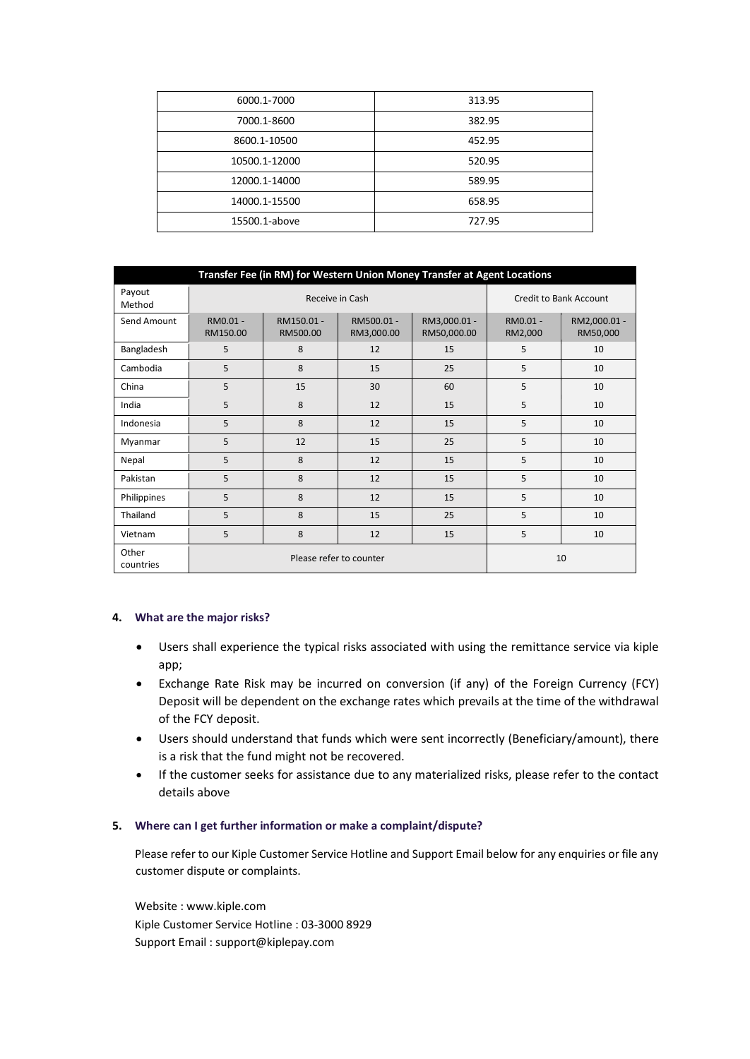| | |
|---|---|
| 6000.1-7000 | 313.95 |
| 7000.1-8600 | 382.95 |
| 8600.1-10500 | 452.95 |
| 10500.1-12000 | 520.95 |
| 12000.1-14000 | 589.95 |
| 14000.1-15500 | 658.95 |
| 15500.1-above | 727.95 |

| Transfer Fee (in RM) for Western Union Money Transfer at Agent Locations | | | | | | |
|---|---|---|---|---|---|---|
| Payout Method | Receive in Cash | | | | Credit to Bank Account | |
| Send Amount | RM0.01 - RM150.00 | RM150.01 - RM500.00 | RM500.01 - RM3,000.00 | RM3,000.01 - RM50,000.00 | RM0.01 - RM2,000 | RM2,000.01 - RM50,000 |
| Bangladesh | 5 | 8 | 12 | 15 | 5 | 10 |
| Cambodia | 5 | 8 | 15 | 25 | 5 | 10 |
| China | 5 | 15 | 30 | 60 | 5 | 10 |
| India | 5 | 8 | 12 | 15 | 5 | 10 |
| Indonesia | 5 | 8 | 12 | 15 | 5 | 10 |
| Myanmar | 5 | 12 | 15 | 25 | 5 | 10 |
| Nepal | 5 | 8 | 12 | 15 | 5 | 10 |
| Pakistan | 5 | 8 | 12 | 15 | 5 | 10 |
| Philippines | 5 | 8 | 12 | 15 | 5 | 10 |
| Thailand | 5 | 8 | 15 | 25 | 5 | 10 |
| Vietnam | 5 | 8 | 12 | 15 | 5 | 10 |
| Other countries | Please refer to counter | | | | 10 | |

## 4. What are the major risks?

- Users shall experience the typical risks associated with using the remittance service via kiple app;
- Exchange Rate Risk may be incurred on conversion (if any) of the Foreign Currency (FCY) Deposit will be dependent on the exchange rates which prevails at the time of the withdrawal of the FCY deposit.
- Users should understand that funds which were sent incorrectly (Beneficiary/amount), there is a risk that the fund might not be recovered.
- If the customer seeks for assistance due to any materialized risks, please refer to the contact details above

## 5. Where can I get further information or make a complaint/dispute?

Please refer to our Kiple Customer Service Hotline and Support Email below for any enquiries or file any customer dispute or complaints.

Website : www.kiple.com
Kiple Customer Service Hotline : 03-3000 8929
Support Email : support@kiplepay.com